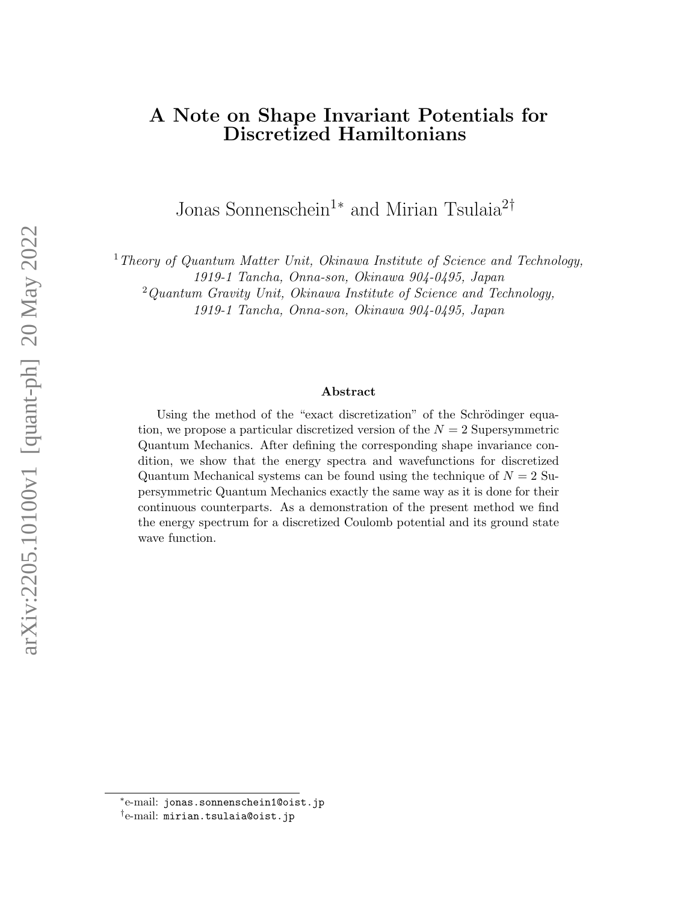# A Note on Shape Invariant Potentials for Discretized Hamiltonians

Jonas Sonnenschein[1*] and Mirian Tsulaia[2†]

[1] *Theory of Quantum Matter Unit, Okinawa Institute of Science and Technology, 1919-1 Tancha, Onna-son, Okinawa 904-0495, Japan*

[2] *Quantum Gravity Unit, Okinawa Institute of Science and Technology, 1919-1 Tancha, Onna-son, Okinawa 904-0495, Japan*

### Abstract

Using the method of the "exact discretization" of the Schrödinger equation, we propose a particular discretized version of the $N = 2$ Supersymmetric Quantum Mechanics. After defining the corresponding shape invariance condition, we show that the energy spectra and wavefunctions for discretized Quantum Mechanical systems can be found using the technique of $N = 2$ Supersymmetric Quantum Mechanics exactly the same way as it is done for their continuous counterparts. As a demonstration of the present method we find the energy spectrum for a discretized Coulomb potential and its ground state wave function.

---

*e-mail: jonas.sonnenschein1@oist.jp

†e-mail: mirian.tsulaia@oist.jp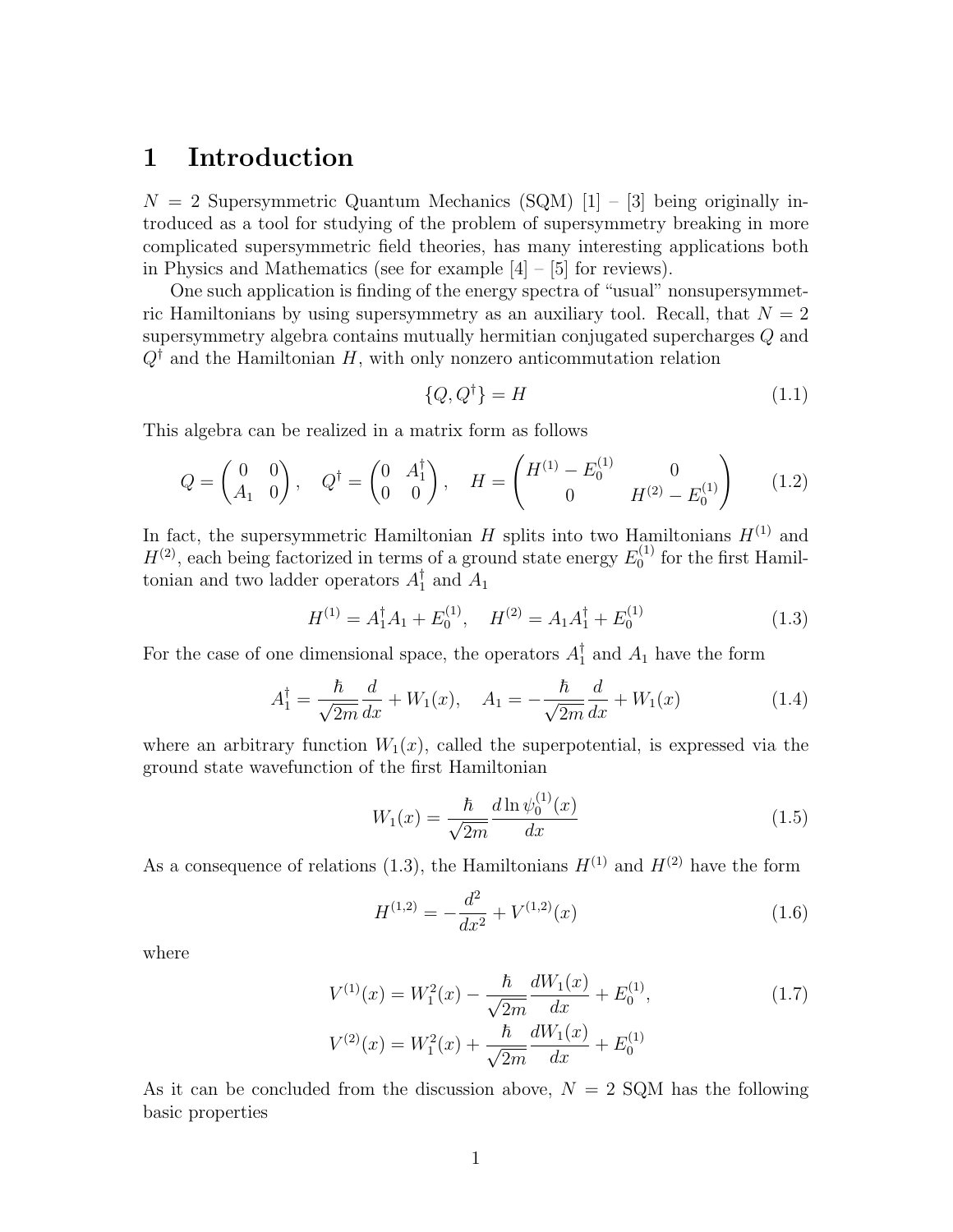#  1 Introduction

$N = 2$ Supersymmetric Quantum Mechanics (SQM) [1] – [3] being originally introduced as a tool for studying of the problem of supersymmetry breaking in more complicated supersymmetric field theories, has many interesting applications both in Physics and Mathematics (see for example [4] – [5] for reviews).

One such application is finding of the energy spectra of "usual" nonsupersymmetric Hamiltonians by using supersymmetry as an auxiliary tool. Recall, that $N = 2$ supersymmetry algebra contains mutually hermitian conjugated supercharges $Q$ and $Q^\dagger$ and the Hamiltonian $H$, with only nonzero anticommutation relation

$$\{Q, Q^\dagger\} = H \tag{1.1}$$

This algebra can be realized in a matrix form as follows

$$Q = \begin{pmatrix} 0 & 0 \\ A_1 & 0 \end{pmatrix}, \quad Q^\dagger = \begin{pmatrix} 0 & A_1^\dagger \\ 0 & 0 \end{pmatrix}, \quad H = \begin{pmatrix} H^{(1)} - E_0^{(1)} & 0 \\ 0 & H^{(2)} - E_0^{(1)} \end{pmatrix} \tag{1.2}$$

In fact, the supersymmetric Hamiltonian $H$ splits into two Hamiltonians $H^{(1)}$ and $H^{(2)}$, each being factorized in terms of a ground state energy $E_0^{(1)}$ for the first Hamiltonian and two ladder operators $A_1^\dagger$ and $A_1$

$$H^{(1)} = A_1^\dagger A_1 + E_0^{(1)}, \quad H^{(2)} = A_1 A_1^\dagger + E_0^{(1)} \tag{1.3}$$

For the case of one dimensional space, the operators $A_1^\dagger$ and $A_1$ have the form

$$A_1^\dagger = \frac{\hbar}{\sqrt{2m}} \frac{d}{dx} + W_1(x), \quad A_1 = -\frac{\hbar}{\sqrt{2m}} \frac{d}{dx} + W_1(x) \tag{1.4}$$

where an arbitrary function $W_1(x)$, called the superpotential, is expressed via the ground state wavefunction of the first Hamiltonian

$$W_1(x) = \frac{\hbar}{\sqrt{2m}} \frac{d \ln \psi_0^{(1)}(x)}{dx} \tag{1.5}$$

As a consequence of relations (1.3), the Hamiltonians $H^{(1)}$ and $H^{(2)}$ have the form

$$H^{(1,2)} = -\frac{d^2}{dx^2} + V^{(1,2)}(x) \tag{1.6}$$

where

$$V^{(1)}(x) = W_1^2(x) - \frac{\hbar}{\sqrt{2m}} \frac{dW_1(x)}{dx} + E_0^{(1)}, \tag{1.7}$$
$$V^{(2)}(x) = W_1^2(x) + \frac{\hbar}{\sqrt{2m}} \frac{dW_1(x)}{dx} + E_0^{(1)}$$

As it can be concluded from the discussion above, $N = 2$ SQM has the following basic properties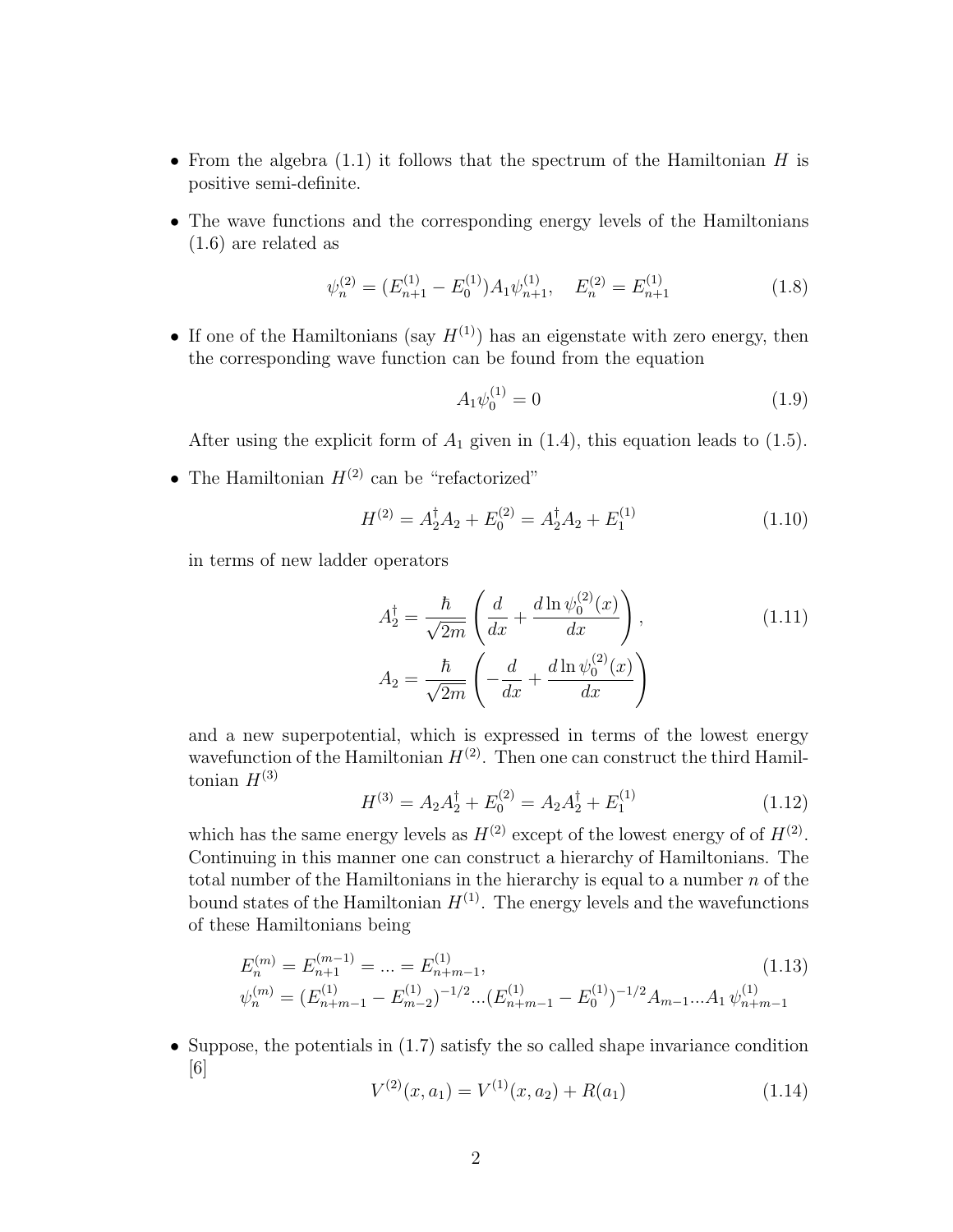- From the algebra (1.1) it follows that the spectrum of the Hamiltonian $H$ is positive semi-definite.

- The wave functions and the corresponding energy levels of the Hamiltonians (1.6) are related as

$$\psi_n^{(2)} = (E_{n+1}^{(1)} - E_0^{(1)}) A_1 \psi_{n+1}^{(1)}, \quad E_n^{(2)} = E_{n+1}^{(1)} \tag{1.8}$$

- If one of the Hamiltonians (say $H^{(1)}$) has an eigenstate with zero energy, then the corresponding wave function can be found from the equation

$$A_1 \psi_0^{(1)} = 0 \tag{1.9}$$

  After using the explicit form of $A_1$ given in (1.4), this equation leads to (1.5).

- The Hamiltonian $H^{(2)}$ can be "refactorized"

$$H^{(2)} = A_2^\dagger A_2 + E_0^{(2)} = A_2^\dagger A_2 + E_1^{(1)} \tag{1.10}$$

  in terms of new ladder operators

$$A_2^\dagger = \frac{\hbar}{\sqrt{2m}} \left( \frac{d}{dx} + \frac{d \ln \psi_0^{(2)}(x)}{dx} \right), \tag{1.11}$$

$$A_2 = \frac{\hbar}{\sqrt{2m}} \left( -\frac{d}{dx} + \frac{d \ln \psi_0^{(2)}(x)}{dx} \right)$$

  and a new superpotential, which is expressed in terms of the lowest energy wavefunction of the Hamiltonian $H^{(2)}$. Then one can construct the third Hamiltonian $H^{(3)}$

$$H^{(3)} = A_2 A_2^\dagger + E_0^{(2)} = A_2 A_2^\dagger + E_1^{(1)} \tag{1.12}$$

  which has the same energy levels as $H^{(2)}$ except of the lowest energy of of $H^{(2)}$. Continuing in this manner one can construct a hierarchy of Hamiltonians. The total number of the Hamiltonians in the hierarchy is equal to a number $n$ of the bound states of the Hamiltonian $H^{(1)}$. The energy levels and the wavefunctions of these Hamiltonians being

$$E_n^{(m)} = E_{n+1}^{(m-1)} = ... = E_{n+m-1}^{(1)}, \tag{1.13}$$

$$\psi_n^{(m)} = (E_{n+m-1}^{(1)} - E_{m-2}^{(1)})^{-1/2} ... (E_{n+m-1}^{(1)} - E_0^{(1)})^{-1/2} A_{m-1} ... A_1 \, \psi_{n+m-1}^{(1)}$$

- Suppose, the potentials in (1.7) satisfy the so called shape invariance condition [6]

$$V^{(2)}(x, a_1) = V^{(1)}(x, a_2) + R(a_1) \tag{1.14}$$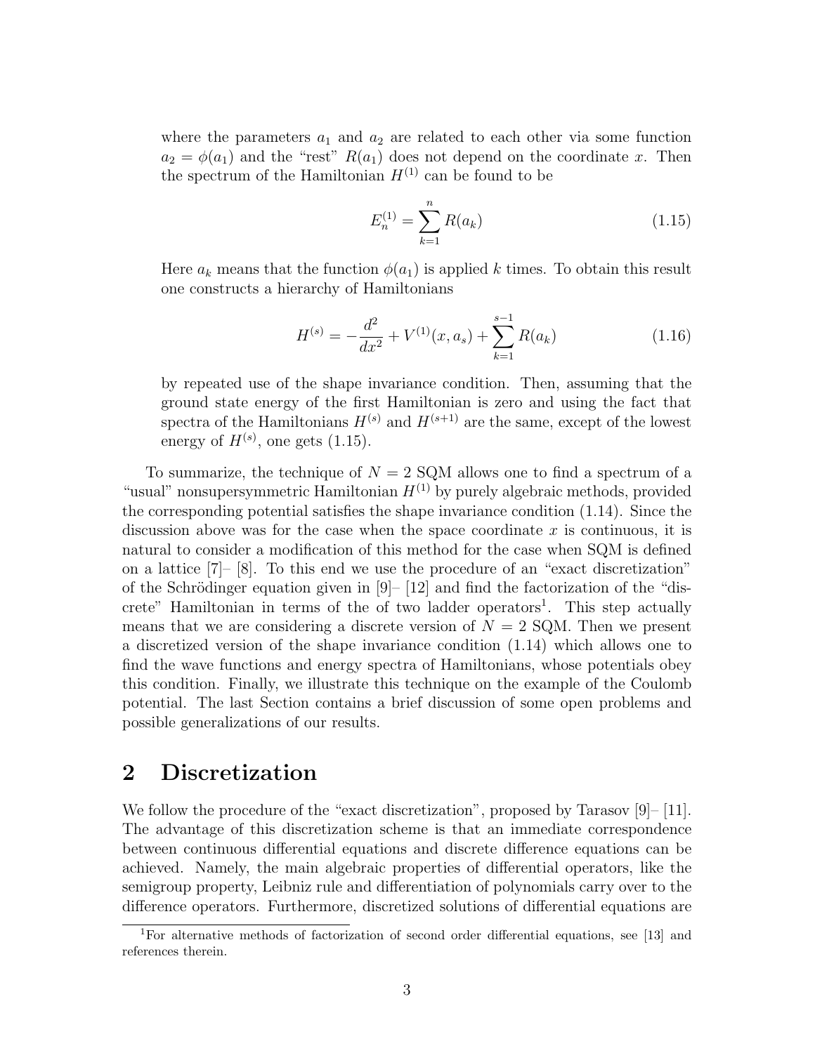where the parameters $a_1$ and $a_2$ are related to each other via some function $a_2 = \phi(a_1)$ and the "rest" $R(a_1)$ does not depend on the coordinate $x$. Then the spectrum of the Hamiltonian $H^{(1)}$ can be found to be

$$E_n^{(1)} = \sum_{k=1}^{n} R(a_k) \tag{1.15}$$

Here $a_k$ means that the function $\phi(a_1)$ is applied $k$ times. To obtain this result one constructs a hierarchy of Hamiltonians

$$H^{(s)} = -\frac{d^2}{dx^2} + V^{(1)}(x, a_s) + \sum_{k=1}^{s-1} R(a_k) \tag{1.16}$$

by repeated use of the shape invariance condition. Then, assuming that the ground state energy of the first Hamiltonian is zero and using the fact that spectra of the Hamiltonians $H^{(s)}$ and $H^{(s+1)}$ are the same, except of the lowest energy of $H^{(s)}$, one gets (1.15).

To summarize, the technique of $N = 2$ SQM allows one to find a spectrum of a "usual" nonsupersymmetric Hamiltonian $H^{(1)}$ by purely algebraic methods, provided the corresponding potential satisfies the shape invariance condition (1.14). Since the discussion above was for the case when the space coordinate $x$ is continuous, it is natural to consider a modification of this method for the case when SQM is defined on a lattice [7]– [8]. To this end we use the procedure of an "exact discretization" of the Schrödinger equation given in [9]– [12] and find the factorization of the "discrete" Hamiltonian in terms of the of two ladder operators[1]. This step actually means that we are considering a discrete version of $N = 2$ SQM. Then we present a discretized version of the shape invariance condition (1.14) which allows one to find the wave functions and energy spectra of Hamiltonians, whose potentials obey this condition. Finally, we illustrate this technique on the example of the Coulomb potential. The last Section contains a brief discussion of some open problems and possible generalizations of our results.

## 2 Discretization

We follow the procedure of the "exact discretization", proposed by Tarasov [9]– [11]. The advantage of this discretization scheme is that an immediate correspondence between continuous differential equations and discrete difference equations can be achieved. Namely, the main algebraic properties of differential operators, like the semigroup property, Leibniz rule and differentiation of polynomials carry over to the difference operators. Furthermore, discretized solutions of differential equations are

[1] For alternative methods of factorization of second order differential equations, see [13] and references therein.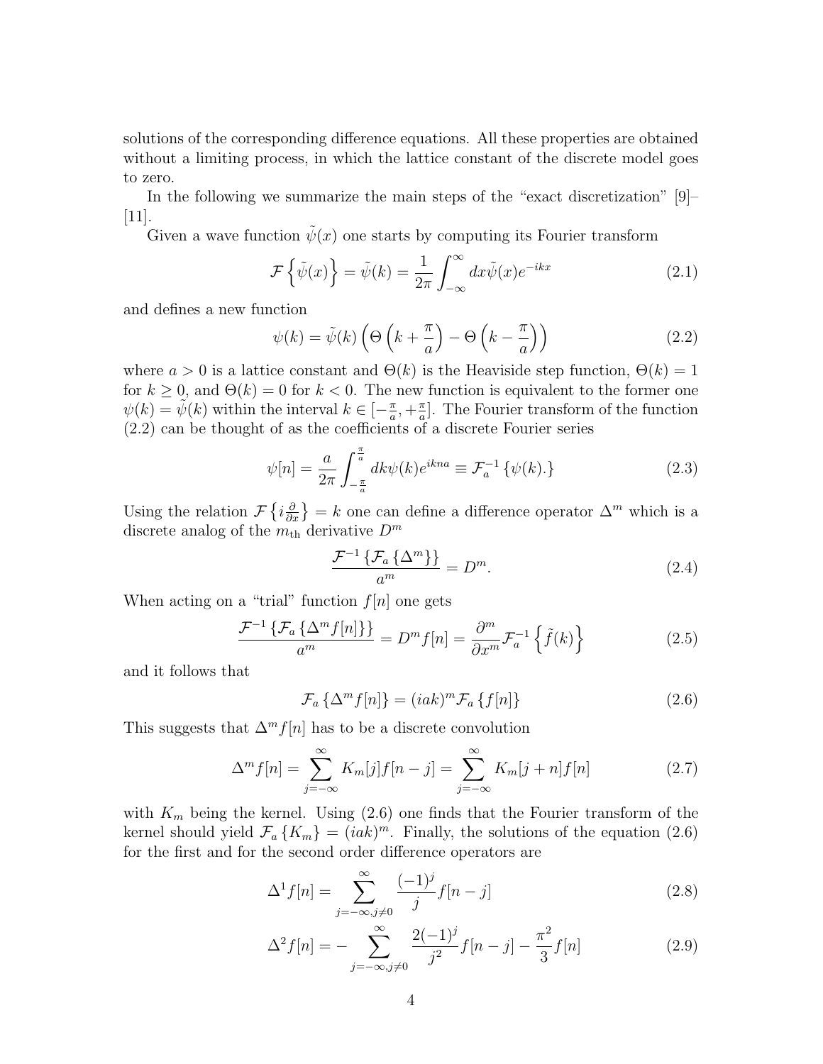solutions of the corresponding difference equations. All these properties are obtained without a limiting process, in which the lattice constant of the discrete model goes to zero.

In the following we summarize the main steps of the "exact discretization" [9]–[11].

Given a wave function $\tilde{\psi}(x)$ one starts by computing its Fourier transform

$$\mathcal{F}\left\{\tilde{\psi}(x)\right\} = \tilde{\psi}(k) = \frac{1}{2\pi}\int_{-\infty}^{\infty} dx \tilde{\psi}(x) e^{-ikx} \tag{2.1}$$

and defines a new function

$$\psi(k) = \tilde{\psi}(k)\left(\Theta\left(k+\frac{\pi}{a}\right) - \Theta\left(k-\frac{\pi}{a}\right)\right) \tag{2.2}$$

where $a > 0$ is a lattice constant and $\Theta(k)$ is the Heaviside step function, $\Theta(k) = 1$ for $k \geq 0$, and $\Theta(k) = 0$ for $k < 0$. The new function is equivalent to the former one $\psi(k) = \tilde{\psi}(k)$ within the interval $k \in [-\frac{\pi}{a}, +\frac{\pi}{a}]$. The Fourier transform of the function (2.2) can be thought of as the coefficients of a discrete Fourier series

$$\psi[n] = \frac{a}{2\pi}\int_{-\frac{\pi}{a}}^{\frac{\pi}{a}} dk \psi(k) e^{ikna} \equiv \mathcal{F}_a^{-1}\left\{\psi(k).\right\} \tag{2.3}$$

Using the relation $\mathcal{F}\left\{i\frac{\partial}{\partial x}\right\} = k$ one can define a difference operator $\Delta^m$ which is a discrete analog of the $m_{\text{th}}$ derivative $D^m$

$$\frac{\mathcal{F}^{-1}\left\{\mathcal{F}_a\left\{\Delta^m\right\}\right\}}{a^m} = D^m. \tag{2.4}$$

When acting on a "trial" function $f[n]$ one gets

$$\frac{\mathcal{F}^{-1}\left\{\mathcal{F}_a\left\{\Delta^m f[n]\right\}\right\}}{a^m} = D^m f[n] = \frac{\partial^m}{\partial x^m}\mathcal{F}_a^{-1}\left\{\tilde{f}(k)\right\} \tag{2.5}$$

and it follows that

$$\mathcal{F}_a\left\{\Delta^m f[n]\right\} = (iak)^m \mathcal{F}_a\left\{f[n]\right\} \tag{2.6}$$

This suggests that $\Delta^m f[n]$ has to be a discrete convolution

$$\Delta^m f[n] = \sum_{j=-\infty}^{\infty} K_m[j] f[n-j] = \sum_{j=-\infty}^{\infty} K_m[j+n] f[n] \tag{2.7}$$

with $K_m$ being the kernel. Using (2.6) one finds that the Fourier transform of the kernel should yield $\mathcal{F}_a\left\{K_m\right\} = (iak)^m$. Finally, the solutions of the equation (2.6) for the first and for the second order difference operators are

$$\Delta^1 f[n] = \sum_{j=-\infty, j\neq 0}^{\infty} \frac{(-1)^j}{j} f[n-j] \tag{2.8}$$

$$\Delta^2 f[n] = -\sum_{j=-\infty, j\neq 0}^{\infty} \frac{2(-1)^j}{j^2} f[n-j] - \frac{\pi^2}{3} f[n] \tag{2.9}$$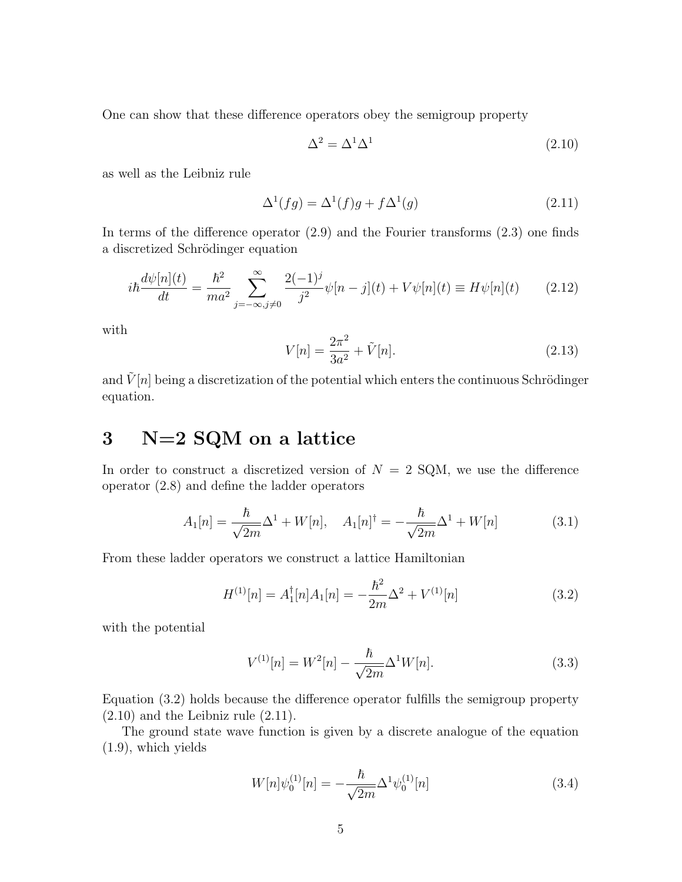One can show that these difference operators obey the semigroup property

$$\Delta^2 = \Delta^1 \Delta^1 \tag{2.10}$$

as well as the Leibniz rule

$$\Delta^1(fg) = \Delta^1(f)g + f\Delta^1(g) \tag{2.11}$$

In terms of the difference operator (2.9) and the Fourier transforms (2.3) one finds a discretized Schrödinger equation

$$i\hbar \frac{d\psi[n](t)}{dt} = \frac{\hbar^2}{ma^2} \sum_{j=-\infty, j\neq 0}^{\infty} \frac{2(-1)^j}{j^2} \psi[n-j](t) + V\psi[n](t) \equiv H\psi[n](t) \tag{2.12}$$

with

$$V[n] = \frac{2\pi^2}{3a^2} + \tilde{V}[n]. \tag{2.13}$$

and $\tilde{V}[n]$ being a discretization of the potential which enters the continuous Schrödinger equation.

# 3 N=2 SQM on a lattice

In order to construct a discretized version of $N = 2$ SQM, we use the difference operator (2.8) and define the ladder operators

$$A_1[n] = \frac{\hbar}{\sqrt{2m}} \Delta^1 + W[n], \quad A_1[n]^\dagger = -\frac{\hbar}{\sqrt{2m}} \Delta^1 + W[n] \tag{3.1}$$

From these ladder operators we construct a lattice Hamiltonian

$$H^{(1)}[n] = A_1^\dagger[n] A_1[n] = -\frac{\hbar^2}{2m} \Delta^2 + V^{(1)}[n] \tag{3.2}$$

with the potential

$$V^{(1)}[n] = W^2[n] - \frac{\hbar}{\sqrt{2m}} \Delta^1 W[n]. \tag{3.3}$$

Equation (3.2) holds because the difference operator fulfills the semigroup property (2.10) and the Leibniz rule (2.11).

The ground state wave function is given by a discrete analogue of the equation (1.9), which yields

$$W[n]\psi_0^{(1)}[n] = -\frac{\hbar}{\sqrt{2m}} \Delta^1 \psi_0^{(1)}[n] \tag{3.4}$$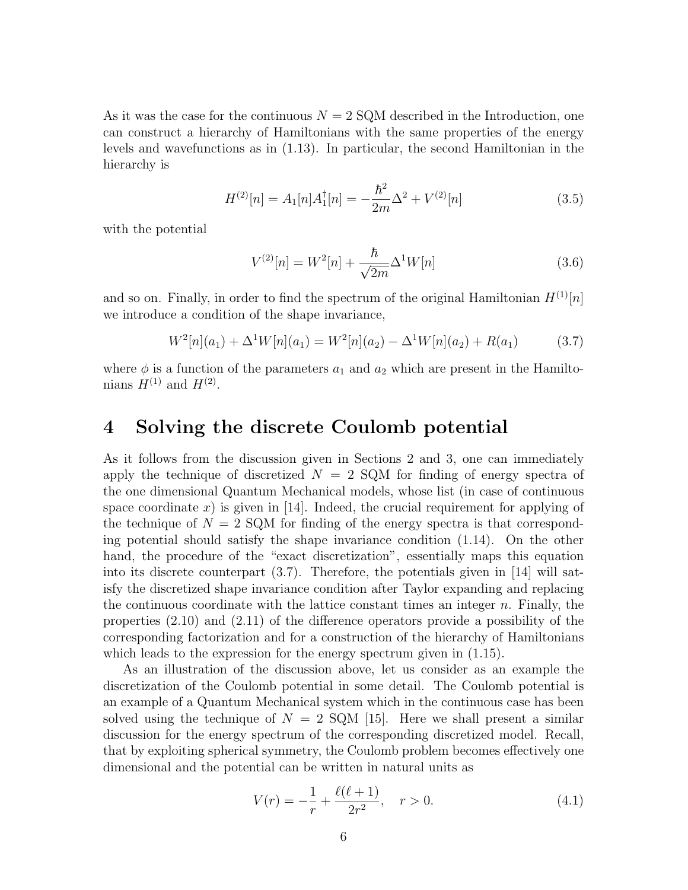As it was the case for the continuous $N = 2$ SQM described in the Introduction, one can construct a hierarchy of Hamiltonians with the same properties of the energy levels and wavefunctions as in (1.13). In particular, the second Hamiltonian in the hierarchy is

$$H^{(2)}[n] = A_1[n]A_1^\dagger[n] = -\frac{\hbar^2}{2m}\Delta^2 + V^{(2)}[n] \tag{3.5}$$

with the potential

$$V^{(2)}[n] = W^2[n] + \frac{\hbar}{\sqrt{2m}}\Delta^1 W[n] \tag{3.6}$$

and so on. Finally, in order to find the spectrum of the original Hamiltonian $H^{(1)}[n]$ we introduce a condition of the shape invariance,

$$W^2[n](a_1) + \Delta^1 W[n](a_1) = W^2[n](a_2) - \Delta^1 W[n](a_2) + R(a_1) \tag{3.7}$$

where $\phi$ is a function of the parameters $a_1$ and $a_2$ which are present in the Hamiltonians $H^{(1)}$ and $H^{(2)}$.

# 4 Solving the discrete Coulomb potential

As it follows from the discussion given in Sections 2 and 3, one can immediately apply the technique of discretized $N = 2$ SQM for finding of energy spectra of the one dimensional Quantum Mechanical models, whose list (in case of continuous space coordinate $x$) is given in [14]. Indeed, the crucial requirement for applying of the technique of $N = 2$ SQM for finding of the energy spectra is that corresponding potential should satisfy the shape invariance condition (1.14). On the other hand, the procedure of the "exact discretization", essentially maps this equation into its discrete counterpart (3.7). Therefore, the potentials given in [14] will satisfy the discretized shape invariance condition after Taylor expanding and replacing the continuous coordinate with the lattice constant times an integer $n$. Finally, the properties (2.10) and (2.11) of the difference operators provide a possibility of the corresponding factorization and for a construction of the hierarchy of Hamiltonians which leads to the expression for the energy spectrum given in (1.15).

As an illustration of the discussion above, let us consider as an example the discretization of the Coulomb potential in some detail. The Coulomb potential is an example of a Quantum Mechanical system which in the continuous case has been solved using the technique of $N = 2$ SQM [15]. Here we shall present a similar discussion for the energy spectrum of the corresponding discretized model. Recall, that by exploiting spherical symmetry, the Coulomb problem becomes effectively one dimensional and the potential can be written in natural units as

$$V(r) = -\frac{1}{r} + \frac{\ell(\ell+1)}{2r^2}, \quad r > 0. \tag{4.1}$$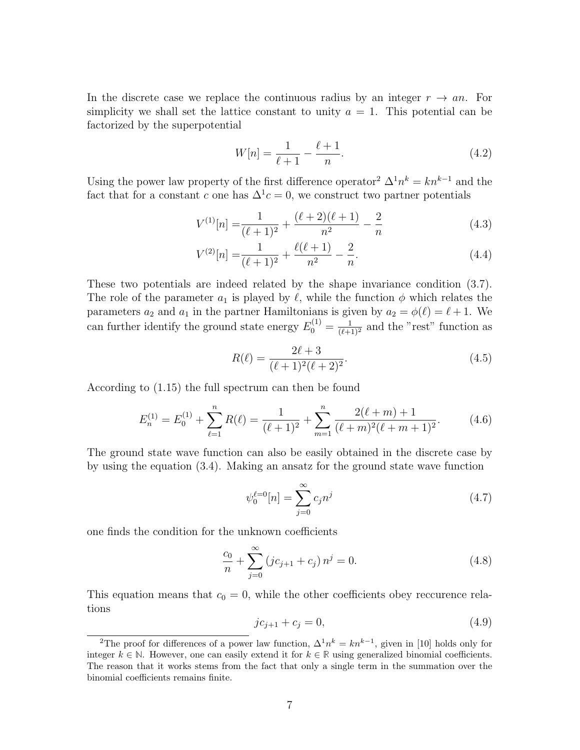In the discrete case we replace the continuous radius by an integer $r \to an$. For simplicity we shall set the lattice constant to unity $a = 1$. This potential can be factorized by the superpotential

$$W[n] = \frac{1}{\ell+1} - \frac{\ell+1}{n}. \tag{4.2}$$

Using the power law property of the first difference operator[2] $\Delta^1 n^k = kn^{k-1}$ and the fact that for a constant $c$ one has $\Delta^1 c = 0$, we construct two partner potentials

$$V^{(1)}[n] = \frac{1}{(\ell+1)^2} + \frac{(\ell+2)(\ell+1)}{n^2} - \frac{2}{n} \tag{4.3}$$

$$V^{(2)}[n] = \frac{1}{(\ell+1)^2} + \frac{\ell(\ell+1)}{n^2} - \frac{2}{n}. \tag{4.4}$$

These two potentials are indeed related by the shape invariance condition (3.7). The role of the parameter $a_1$ is played by $\ell$, while the function $\phi$ which relates the parameters $a_2$ and $a_1$ in the partner Hamiltonians is given by $a_2 = \phi(\ell) = \ell + 1$. We can further identify the ground state energy $E_0^{(1)} = \frac{1}{(\ell+1)^2}$ and the "rest" function as

$$R(\ell) = \frac{2\ell+3}{(\ell+1)^2(\ell+2)^2}. \tag{4.5}$$

According to (1.15) the full spectrum can then be found

$$E_n^{(1)} = E_0^{(1)} + \sum_{\ell=1}^{n} R(\ell) = \frac{1}{(\ell+1)^2} + \sum_{m=1}^{n} \frac{2(\ell+m)+1}{(\ell+m)^2(\ell+m+1)^2}. \tag{4.6}$$

The ground state wave function can also be easily obtained in the discrete case by by using the equation (3.4). Making an ansatz for the ground state wave function

$$\psi_0^{\ell=0}[n] = \sum_{j=0}^{\infty} c_j n^j \tag{4.7}$$

one finds the condition for the unknown coefficients

$$\frac{c_0}{n} + \sum_{j=0}^{\infty} (jc_{j+1} + c_j)\, n^j = 0. \tag{4.8}$$

This equation means that $c_0 = 0$, while the other coefficients obey reccurence relations

$$jc_{j+1} + c_j = 0, \tag{4.9}$$

---

[2] The proof for differences of a power law function, $\Delta^1 n^k = kn^{k-1}$, given in [10] holds only for integer $k \in \mathbb{N}$. However, one can easily extend it for $k \in \mathbb{R}$ using generalized binomial coefficients. The reason that it works stems from the fact that only a single term in the summation over the binomial coefficients remains finite.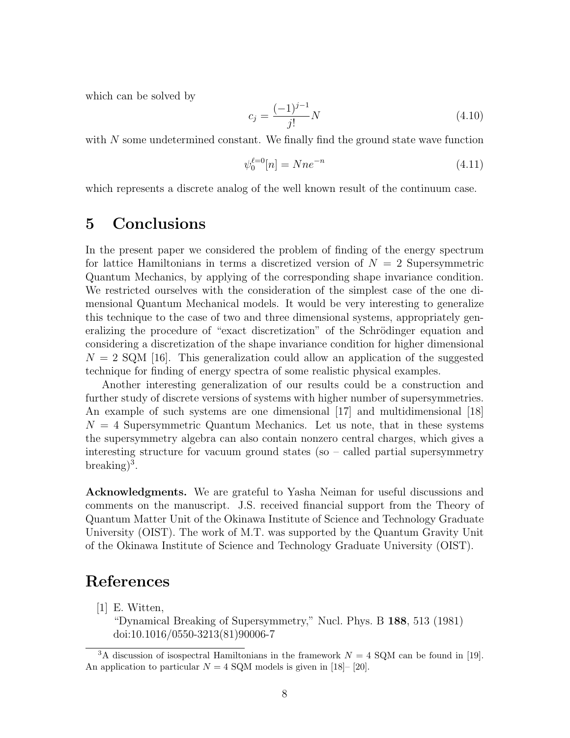which can be solved by

$$c_j = \frac{(-1)^{j-1}}{j!} N \tag{4.10}$$

with $N$ some undetermined constant. We finally find the ground state wave function

$$\psi_0^{\ell=0}[n] = Nne^{-n} \tag{4.11}$$

which represents a discrete analog of the well known result of the continuum case.

# 5 Conclusions

In the present paper we considered the problem of finding of the energy spectrum for lattice Hamiltonians in terms a discretized version of $N = 2$ Supersymmetric Quantum Mechanics, by applying of the corresponding shape invariance condition. We restricted ourselves with the consideration of the simplest case of the one dimensional Quantum Mechanical models. It would be very interesting to generalize this technique to the case of two and three dimensional systems, appropriately generalizing the procedure of "exact discretization" of the Schrödinger equation and considering a discretization of the shape invariance condition for higher dimensional $N = 2$ SQM [16]. This generalization could allow an application of the suggested technique for finding of energy spectra of some realistic physical examples.

Another interesting generalization of our results could be a construction and further study of discrete versions of systems with higher number of supersymmetries. An example of such systems are one dimensional [17] and multidimensional [18] $N = 4$ Supersymmetric Quantum Mechanics. Let us note, that in these systems the supersymmetry algebra can also contain nonzero central charges, which gives a interesting structure for vacuum ground states (so – called partial supersymmetry breaking)[3].

**Acknowledgments.** We are grateful to Yasha Neiman for useful discussions and comments on the manuscript. J.S. received financial support from the Theory of Quantum Matter Unit of the Okinawa Institute of Science and Technology Graduate University (OIST). The work of M.T. was supported by the Quantum Gravity Unit of the Okinawa Institute of Science and Technology Graduate University (OIST).

# References

[1] E. Witten, "Dynamical Breaking of Supersymmetry," Nucl. Phys. B **188**, 513 (1981) doi:10.1016/0550-3213(81)90006-7

[3] A discussion of isospectral Hamiltonians in the framework $N = 4$ SQM can be found in [19]. An application to particular $N = 4$ SQM models is given in [18]– [20].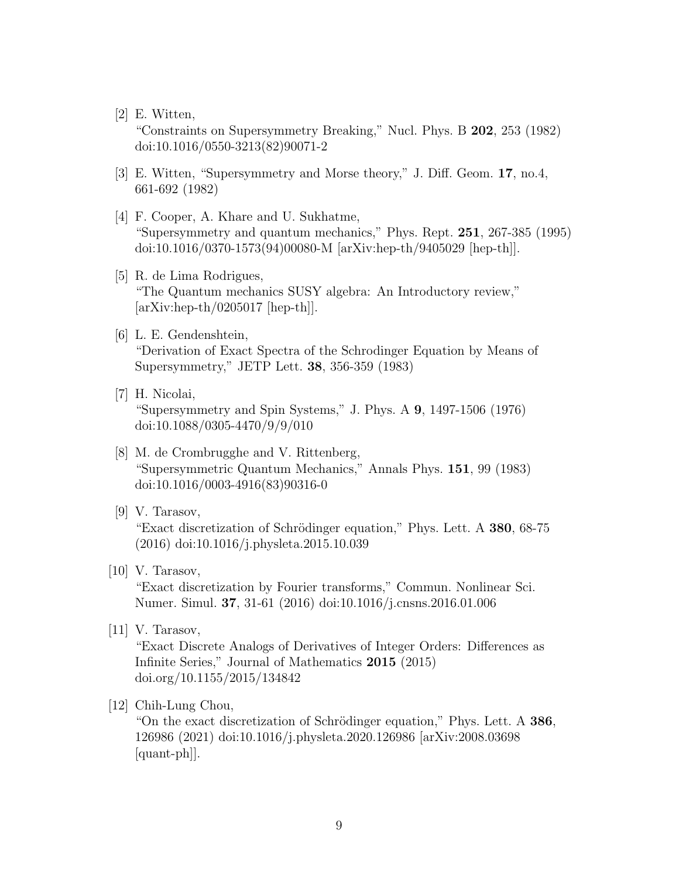[2] E. Witten, "Constraints on Supersymmetry Breaking," Nucl. Phys. B **202**, 253 (1982) doi:10.1016/0550-3213(82)90071-2

[3] E. Witten, "Supersymmetry and Morse theory," J. Diff. Geom. **17**, no.4, 661-692 (1982)

[4] F. Cooper, A. Khare and U. Sukhatme, "Supersymmetry and quantum mechanics," Phys. Rept. **251**, 267-385 (1995) doi:10.1016/0370-1573(94)00080-M [arXiv:hep-th/9405029 [hep-th]].

[5] R. de Lima Rodrigues, "The Quantum mechanics SUSY algebra: An Introductory review," [arXiv:hep-th/0205017 [hep-th]].

[6] L. E. Gendenshtein, "Derivation of Exact Spectra of the Schrodinger Equation by Means of Supersymmetry," JETP Lett. **38**, 356-359 (1983)

[7] H. Nicolai, "Supersymmetry and Spin Systems," J. Phys. A **9**, 1497-1506 (1976) doi:10.1088/0305-4470/9/9/010

[8] M. de Crombrugghe and V. Rittenberg, "Supersymmetric Quantum Mechanics," Annals Phys. **151**, 99 (1983) doi:10.1016/0003-4916(83)90316-0

[9] V. Tarasov, "Exact discretization of Schrödinger equation," Phys. Lett. A **380**, 68-75 (2016) doi:10.1016/j.physleta.2015.10.039

[10] V. Tarasov, "Exact discretization by Fourier transforms," Commun. Nonlinear Sci. Numer. Simul. **37**, 31-61 (2016) doi:10.1016/j.cnsns.2016.01.006

[11] V. Tarasov, "Exact Discrete Analogs of Derivatives of Integer Orders: Differences as Infinite Series," Journal of Mathematics **2015** (2015) doi.org/10.1155/2015/134842

[12] Chih-Lung Chou, "On the exact discretization of Schrödinger equation," Phys. Lett. A **386**, 126986 (2021) doi:10.1016/j.physleta.2020.126986 [arXiv:2008.03698 [quant-ph]].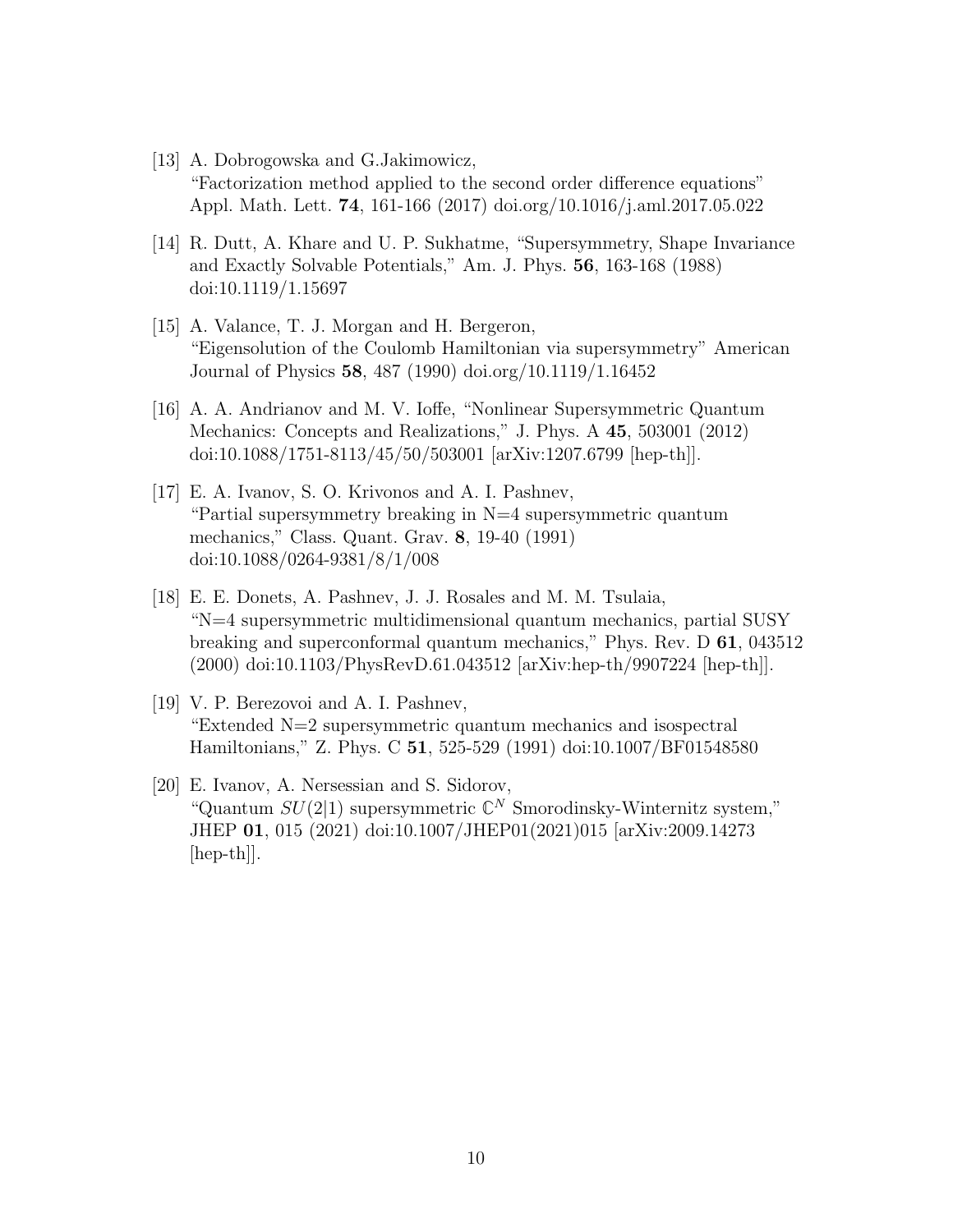[13] A. Dobrogowska and G.Jakimowicz,
"Factorization method applied to the second order difference equations"
Appl. Math. Lett. **74**, 161-166 (2017) doi.org/10.1016/j.aml.2017.05.022

[14] R. Dutt, A. Khare and U. P. Sukhatme, "Supersymmetry, Shape Invariance and Exactly Solvable Potentials," Am. J. Phys. **56**, 163-168 (1988) doi:10.1119/1.15697

[15] A. Valance, T. J. Morgan and H. Bergeron,
"Eigensolution of the Coulomb Hamiltonian via supersymmetry" American Journal of Physics **58**, 487 (1990) doi.org/10.1119/1.16452

[16] A. A. Andrianov and M. V. Ioffe, "Nonlinear Supersymmetric Quantum Mechanics: Concepts and Realizations," J. Phys. A **45**, 503001 (2012) doi:10.1088/1751-8113/45/50/503001 [arXiv:1207.6799 [hep-th]].

[17] E. A. Ivanov, S. O. Krivonos and A. I. Pashnev,
"Partial supersymmetry breaking in N=4 supersymmetric quantum mechanics," Class. Quant. Grav. **8**, 19-40 (1991) doi:10.1088/0264-9381/8/1/008

[18] E. E. Donets, A. Pashnev, J. J. Rosales and M. M. Tsulaia,
"N=4 supersymmetric multidimensional quantum mechanics, partial SUSY breaking and superconformal quantum mechanics," Phys. Rev. D **61**, 043512 (2000) doi:10.1103/PhysRevD.61.043512 [arXiv:hep-th/9907224 [hep-th]].

[19] V. P. Berezovoi and A. I. Pashnev,
"Extended N=2 supersymmetric quantum mechanics and isospectral Hamiltonians," Z. Phys. C **51**, 525-529 (1991) doi:10.1007/BF01548580

[20] E. Ivanov, A. Nersessian and S. Sidorov,
"Quantum $SU(2|1)$ supersymmetric $\mathbb{C}^N$ Smorodinsky-Winternitz system," JHEP **01**, 015 (2021) doi:10.1007/JHEP01(2021)015 [arXiv:2009.14273 [hep-th]].